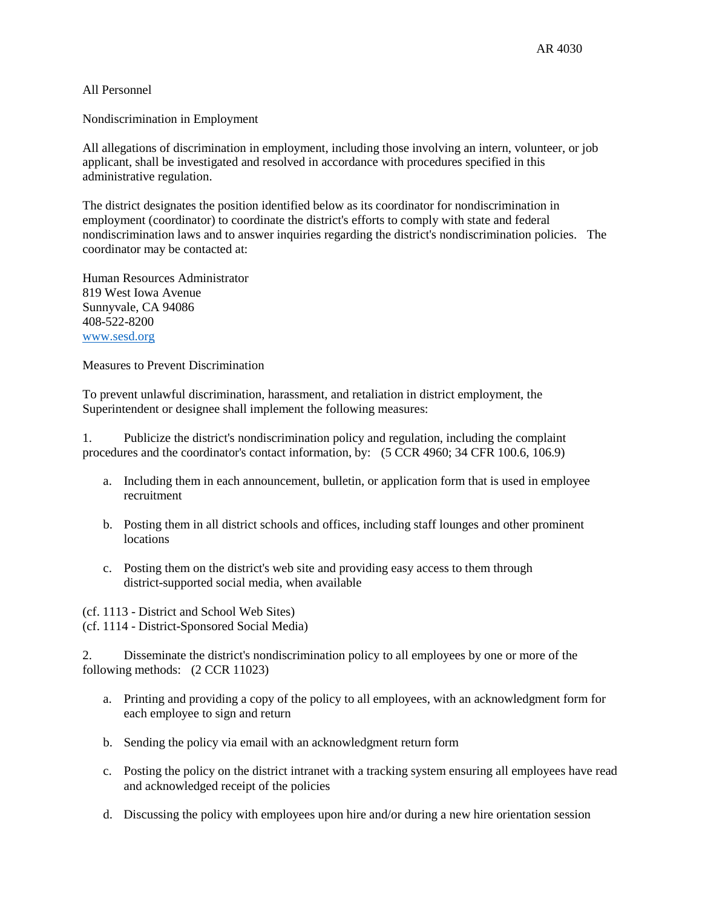AR 4030

All Personnel

# Nondiscrimination in Employment

All allegations of discrimination in employment, including those involving an intern, volunteer, or job applicant, shall be investigated and resolved in accordance with procedures specified in this administrative regulation.

The district designates the position identified below as its coordinator for nondiscrimination in employment (coordinator) to coordinate the district's efforts to comply with state and federal nondiscrimination laws and to answer inquiries regarding the district's nondiscrimination policies. The coordinator may be contacted at:

Human Resources Administrator
819 West Iowa Avenue
Sunnyvale, CA 94086
408-522-8200
[www.sesd.org](http://www.sesd.org)

## Measures to Prevent Discrimination

To prevent unlawful discrimination, harassment, and retaliation in district employment, the Superintendent or designee shall implement the following measures:

1. Publicize the district's nondiscrimination policy and regulation, including the complaint procedures and the coordinator's contact information, by: (5 CCR 4960; 34 CFR 100.6, 106.9)

    a. Including them in each announcement, bulletin, or application form that is used in employee recruitment

    b. Posting them in all district schools and offices, including staff lounges and other prominent locations

    c. Posting them on the district's web site and providing easy access to them through district-supported social media, when available

(cf. 1113 - District and School Web Sites)
(cf. 1114 - District-Sponsored Social Media)

2. Disseminate the district's nondiscrimination policy to all employees by one or more of the following methods: (2 CCR 11023)

    a. Printing and providing a copy of the policy to all employees, with an acknowledgment form for each employee to sign and return

    b. Sending the policy via email with an acknowledgment return form

    c. Posting the policy on the district intranet with a tracking system ensuring all employees have read and acknowledged receipt of the policies

    d. Discussing the policy with employees upon hire and/or during a new hire orientation session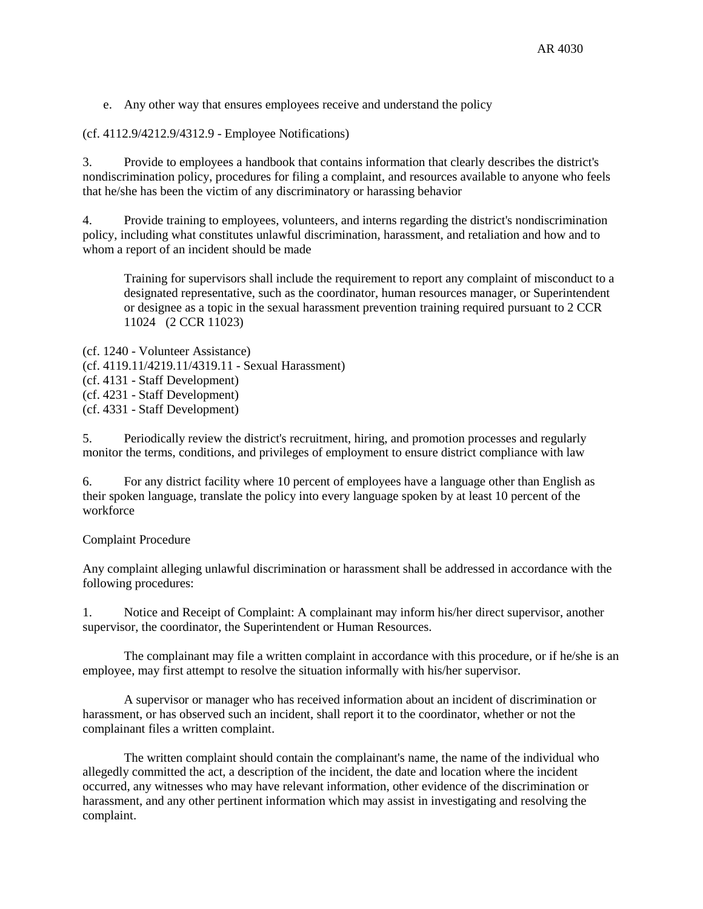e. Any other way that ensures employees receive and understand the policy

(cf. 4112.9/4212.9/4312.9 - Employee Notifications)

3. Provide to employees a handbook that contains information that clearly describes the district's nondiscrimination policy, procedures for filing a complaint, and resources available to anyone who feels that he/she has been the victim of any discriminatory or harassing behavior

4. Provide training to employees, volunteers, and interns regarding the district's nondiscrimination policy, including what constitutes unlawful discrimination, harassment, and retaliation and how and to whom a report of an incident should be made

Training for supervisors shall include the requirement to report any complaint of misconduct to a designated representative, such as the coordinator, human resources manager, or Superintendent or designee as a topic in the sexual harassment prevention training required pursuant to 2 CCR 11024 (2 CCR 11023)

(cf. 1240 - Volunteer Assistance)
(cf. 4119.11/4219.11/4319.11 - Sexual Harassment)
(cf. 4131 - Staff Development)
(cf. 4231 - Staff Development)
(cf. 4331 - Staff Development)

5. Periodically review the district's recruitment, hiring, and promotion processes and regularly monitor the terms, conditions, and privileges of employment to ensure district compliance with law

6. For any district facility where 10 percent of employees have a language other than English as their spoken language, translate the policy into every language spoken by at least 10 percent of the workforce

Complaint Procedure

Any complaint alleging unlawful discrimination or harassment shall be addressed in accordance with the following procedures:

1. Notice and Receipt of Complaint: A complainant may inform his/her direct supervisor, another supervisor, the coordinator, the Superintendent or Human Resources.

The complainant may file a written complaint in accordance with this procedure, or if he/she is an employee, may first attempt to resolve the situation informally with his/her supervisor.

A supervisor or manager who has received information about an incident of discrimination or harassment, or has observed such an incident, shall report it to the coordinator, whether or not the complainant files a written complaint.

The written complaint should contain the complainant's name, the name of the individual who allegedly committed the act, a description of the incident, the date and location where the incident occurred, any witnesses who may have relevant information, other evidence of the discrimination or harassment, and any other pertinent information which may assist in investigating and resolving the complaint.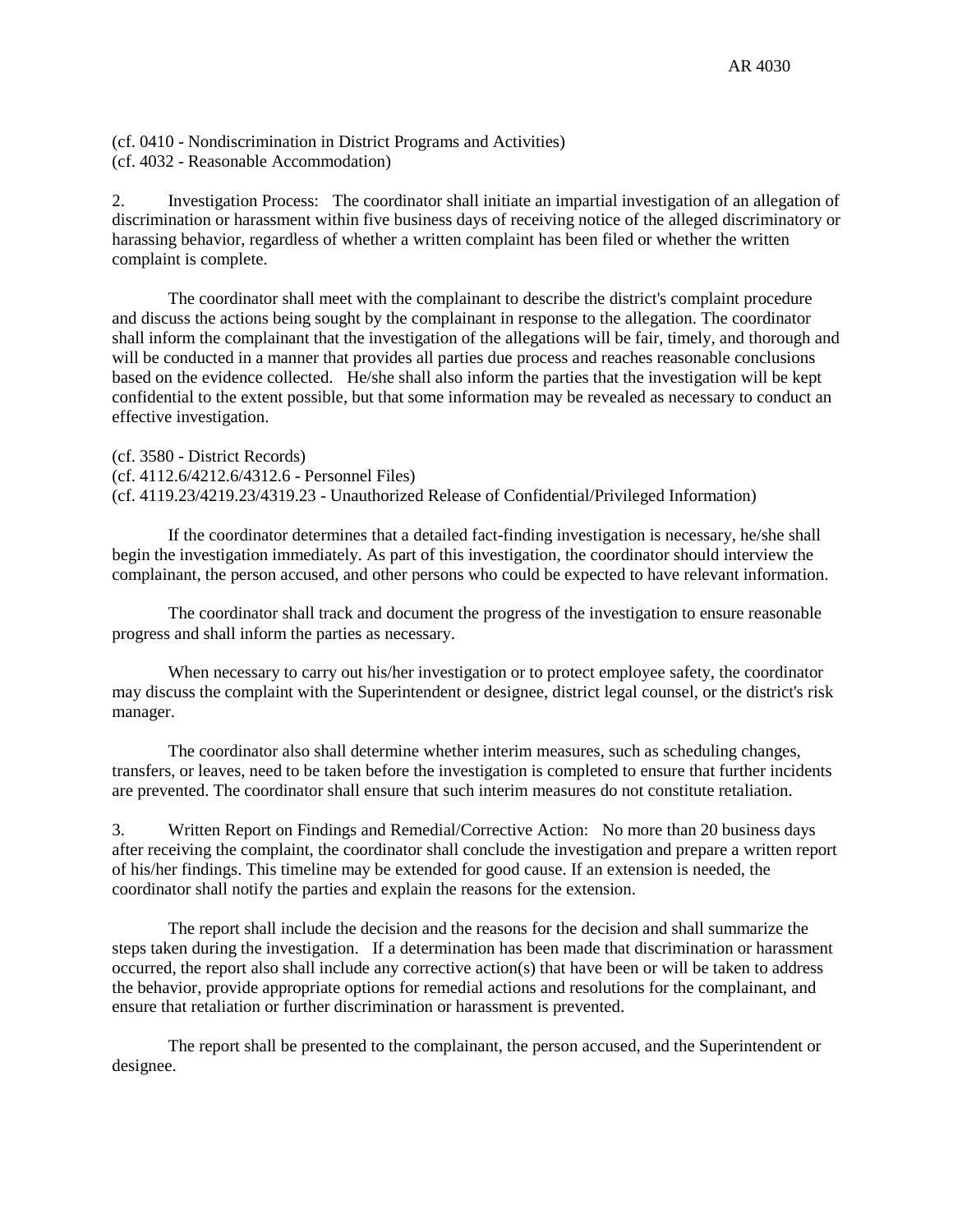(cf. 0410 - Nondiscrimination in District Programs and Activities)
(cf. 4032 - Reasonable Accommodation)

2. Investigation Process: The coordinator shall initiate an impartial investigation of an allegation of discrimination or harassment within five business days of receiving notice of the alleged discriminatory or harassing behavior, regardless of whether a written complaint has been filed or whether the written complaint is complete.

The coordinator shall meet with the complainant to describe the district's complaint procedure and discuss the actions being sought by the complainant in response to the allegation. The coordinator shall inform the complainant that the investigation of the allegations will be fair, timely, and thorough and will be conducted in a manner that provides all parties due process and reaches reasonable conclusions based on the evidence collected. He/she shall also inform the parties that the investigation will be kept confidential to the extent possible, but that some information may be revealed as necessary to conduct an effective investigation.

(cf. 3580 - District Records)
(cf. 4112.6/4212.6/4312.6 - Personnel Files)
(cf. 4119.23/4219.23/4319.23 - Unauthorized Release of Confidential/Privileged Information)

If the coordinator determines that a detailed fact-finding investigation is necessary, he/she shall begin the investigation immediately. As part of this investigation, the coordinator should interview the complainant, the person accused, and other persons who could be expected to have relevant information.

The coordinator shall track and document the progress of the investigation to ensure reasonable progress and shall inform the parties as necessary.

When necessary to carry out his/her investigation or to protect employee safety, the coordinator may discuss the complaint with the Superintendent or designee, district legal counsel, or the district's risk manager.

The coordinator also shall determine whether interim measures, such as scheduling changes, transfers, or leaves, need to be taken before the investigation is completed to ensure that further incidents are prevented. The coordinator shall ensure that such interim measures do not constitute retaliation.

3. Written Report on Findings and Remedial/Corrective Action: No more than 20 business days after receiving the complaint, the coordinator shall conclude the investigation and prepare a written report of his/her findings. This timeline may be extended for good cause. If an extension is needed, the coordinator shall notify the parties and explain the reasons for the extension.

The report shall include the decision and the reasons for the decision and shall summarize the steps taken during the investigation. If a determination has been made that discrimination or harassment occurred, the report also shall include any corrective action(s) that have been or will be taken to address the behavior, provide appropriate options for remedial actions and resolutions for the complainant, and ensure that retaliation or further discrimination or harassment is prevented.

The report shall be presented to the complainant, the person accused, and the Superintendent or designee.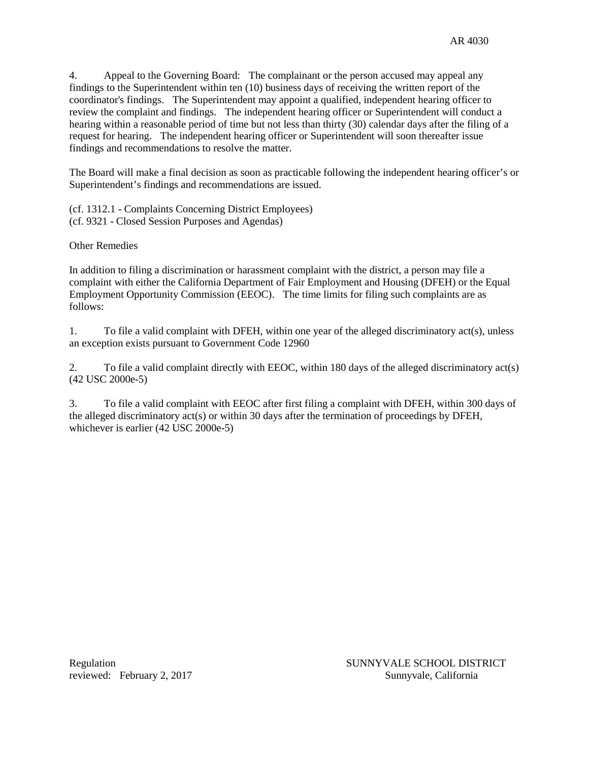4. Appeal to the Governing Board: The complainant or the person accused may appeal any findings to the Superintendent within ten (10) business days of receiving the written report of the coordinator's findings. The Superintendent may appoint a qualified, independent hearing officer to review the complaint and findings. The independent hearing officer or Superintendent will conduct a hearing within a reasonable period of time but not less than thirty (30) calendar days after the filing of a request for hearing. The independent hearing officer or Superintendent will soon thereafter issue findings and recommendations to resolve the matter.

The Board will make a final decision as soon as practicable following the independent hearing officer's or Superintendent's findings and recommendations are issued.

(cf. 1312.1 - Complaints Concerning District Employees)
(cf. 9321 - Closed Session Purposes and Agendas)

Other Remedies

In addition to filing a discrimination or harassment complaint with the district, a person may file a complaint with either the California Department of Fair Employment and Housing (DFEH) or the Equal Employment Opportunity Commission (EEOC). The time limits for filing such complaints are as follows:

1. To file a valid complaint with DFEH, within one year of the alleged discriminatory act(s), unless an exception exists pursuant to Government Code 12960

2. To file a valid complaint directly with EEOC, within 180 days of the alleged discriminatory act(s) (42 USC 2000e-5)

3. To file a valid complaint with EEOC after first filing a complaint with DFEH, within 300 days of the alleged discriminatory act(s) or within 30 days after the termination of proceedings by DFEH, whichever is earlier (42 USC 2000e-5)

Regulation
reviewed: February 2, 2017

SUNNYVALE SCHOOL DISTRICT
Sunnyvale, California